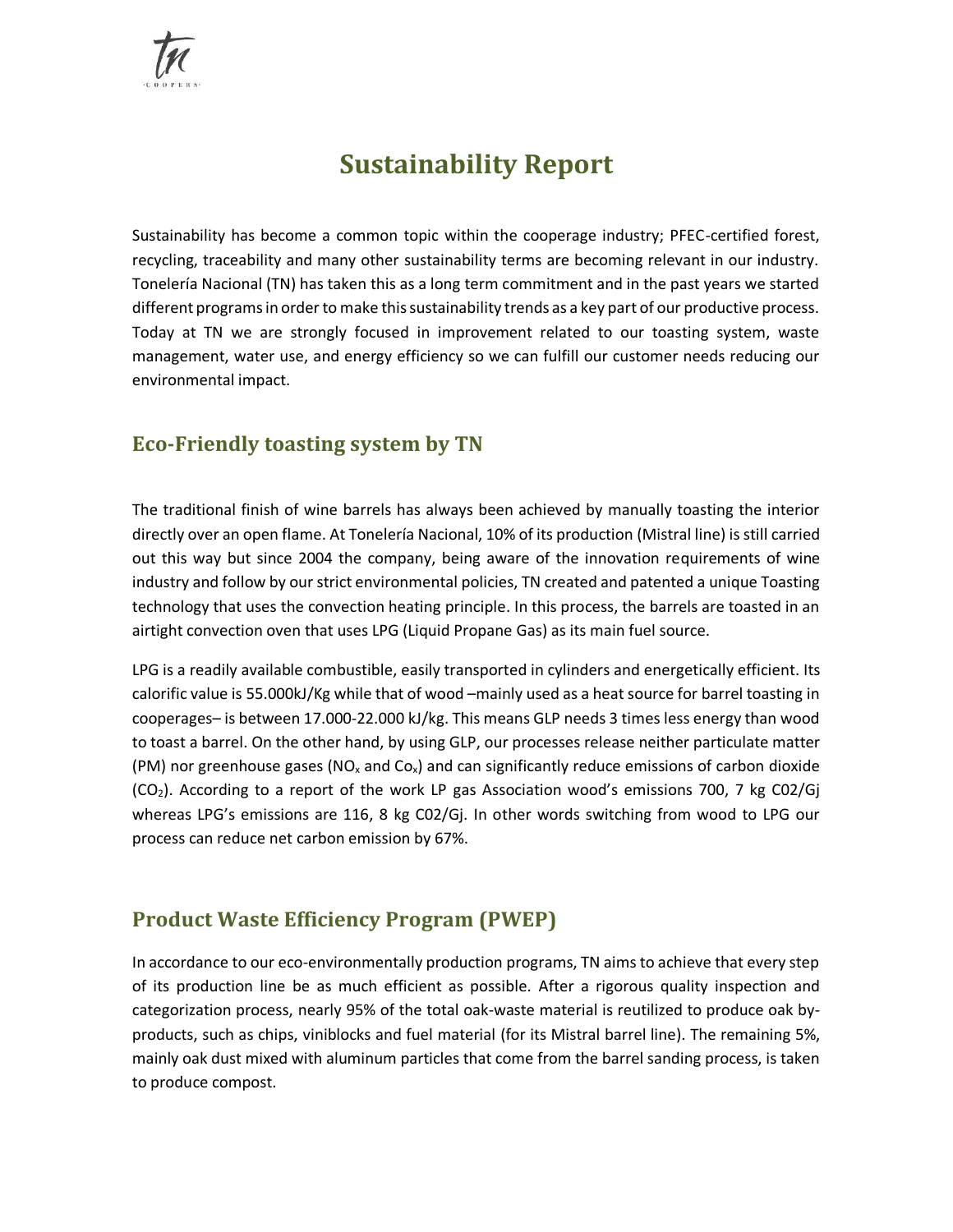# Sustainability Report

Sustainability has become a common topic within the cooperage industry; PFEC-certified forest, recycling, traceability and many other sustainability terms are becoming relevant in our industry. Tonelería Nacional (TN) has taken this as a long term commitment and in the past years we started different programs in order to make this sustainability trends as a key part of our productive process. Today at TN we are strongly focused in improvement related to our toasting system, waste management, water use, and energy efficiency so we can fulfill our customer needs reducing our environmental impact.

## Eco-Friendly toasting system by TN

The traditional finish of wine barrels has always been achieved by manually toasting the interior directly over an open flame. At Tonelería Nacional, 10% of its production (Mistral line) is still carried out this way but since 2004 the company, being aware of the innovation requirements of wine industry and follow by our strict environmental policies, TN created and patented a unique Toasting technology that uses the convection heating principle. In this process, the barrels are toasted in an airtight convection oven that uses LPG (Liquid Propane Gas) as its main fuel source.

LPG is a readily available combustible, easily transported in cylinders and energetically efficient. Its calorific value is 55.000kJ/Kg while that of wood –mainly used as a heat source for barrel toasting in cooperages– is between 17.000-22.000 kJ/kg. This means GLP needs 3 times less energy than wood to toast a barrel. On the other hand, by using GLP, our processes release neither particulate matter (PM) nor greenhouse gases ($NO_x$ and $Co_x$) and can significantly reduce emissions of carbon dioxide ($CO_2$). According to a report of the work LP gas Association wood's emissions 700, 7 kg C02/Gj whereas LPG's emissions are 116, 8 kg C02/Gj. In other words switching from wood to LPG our process can reduce net carbon emission by 67%.

## Product Waste Efficiency Program (PWEP)

In accordance to our eco-environmentally production programs, TN aims to achieve that every step of its production line be as much efficient as possible. After a rigorous quality inspection and categorization process, nearly 95% of the total oak-waste material is reutilized to produce oak by-products, such as chips, viniblocks and fuel material (for its Mistral barrel line). The remaining 5%, mainly oak dust mixed with aluminum particles that come from the barrel sanding process, is taken to produce compost.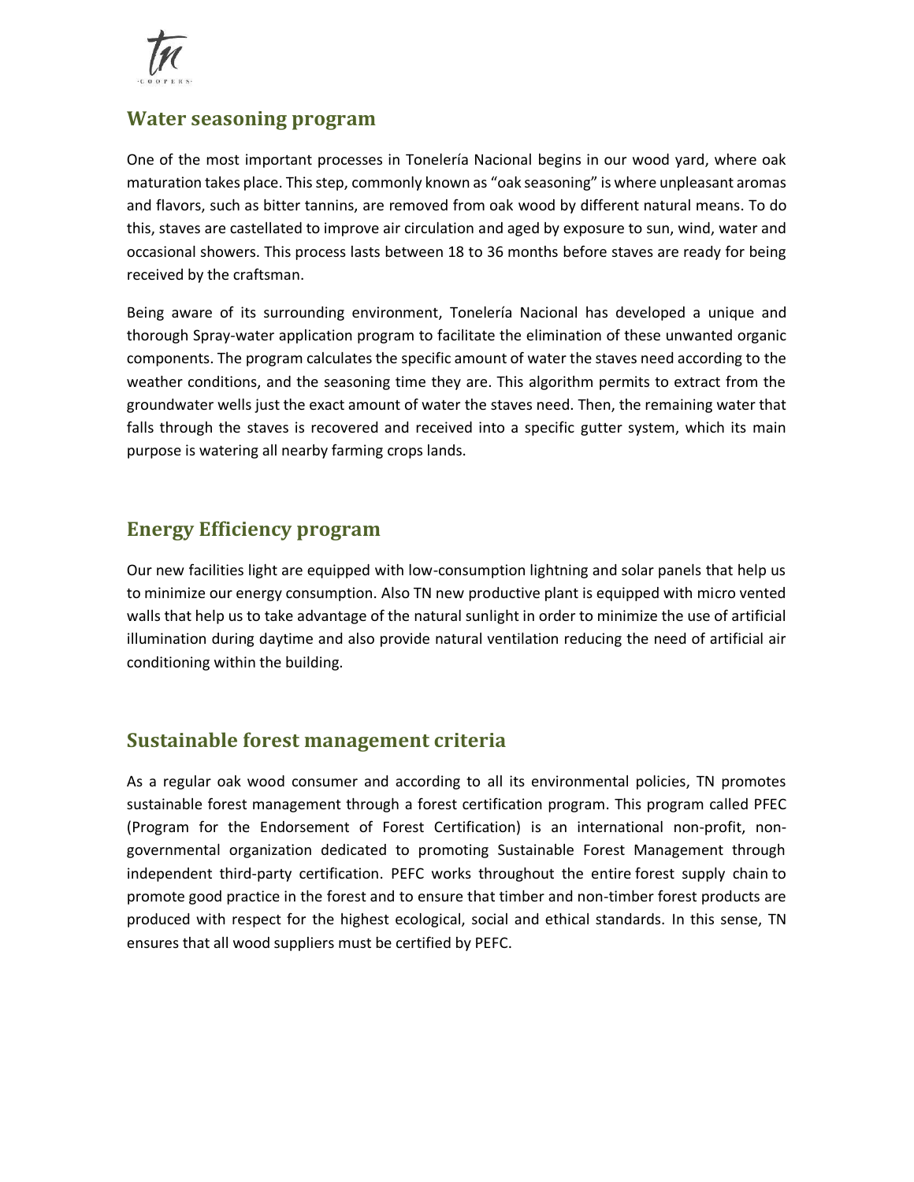## Water seasoning program

One of the most important processes in Tonelería Nacional begins in our wood yard, where oak maturation takes place. This step, commonly known as "oak seasoning" is where unpleasant aromas and flavors, such as bitter tannins, are removed from oak wood by different natural means. To do this, staves are castellated to improve air circulation and aged by exposure to sun, wind, water and occasional showers. This process lasts between 18 to 36 months before staves are ready for being received by the craftsman.

Being aware of its surrounding environment, Tonelería Nacional has developed a unique and thorough Spray-water application program to facilitate the elimination of these unwanted organic components. The program calculates the specific amount of water the staves need according to the weather conditions, and the seasoning time they are. This algorithm permits to extract from the groundwater wells just the exact amount of water the staves need. Then, the remaining water that falls through the staves is recovered and received into a specific gutter system, which its main purpose is watering all nearby farming crops lands.

## Energy Efficiency program

Our new facilities light are equipped with low-consumption lightning and solar panels that help us to minimize our energy consumption. Also TN new productive plant is equipped with micro vented walls that help us to take advantage of the natural sunlight in order to minimize the use of artificial illumination during daytime and also provide natural ventilation reducing the need of artificial air conditioning within the building.

## Sustainable forest management criteria

As a regular oak wood consumer and according to all its environmental policies, TN promotes sustainable forest management through a forest certification program. This program called PFEC (Program for the Endorsement of Forest Certification) is an international non-profit, non-governmental organization dedicated to promoting Sustainable Forest Management through independent third-party certification. PEFC works throughout the entire forest supply chain to promote good practice in the forest and to ensure that timber and non-timber forest products are produced with respect for the highest ecological, social and ethical standards. In this sense, TN ensures that all wood suppliers must be certified by PEFC.